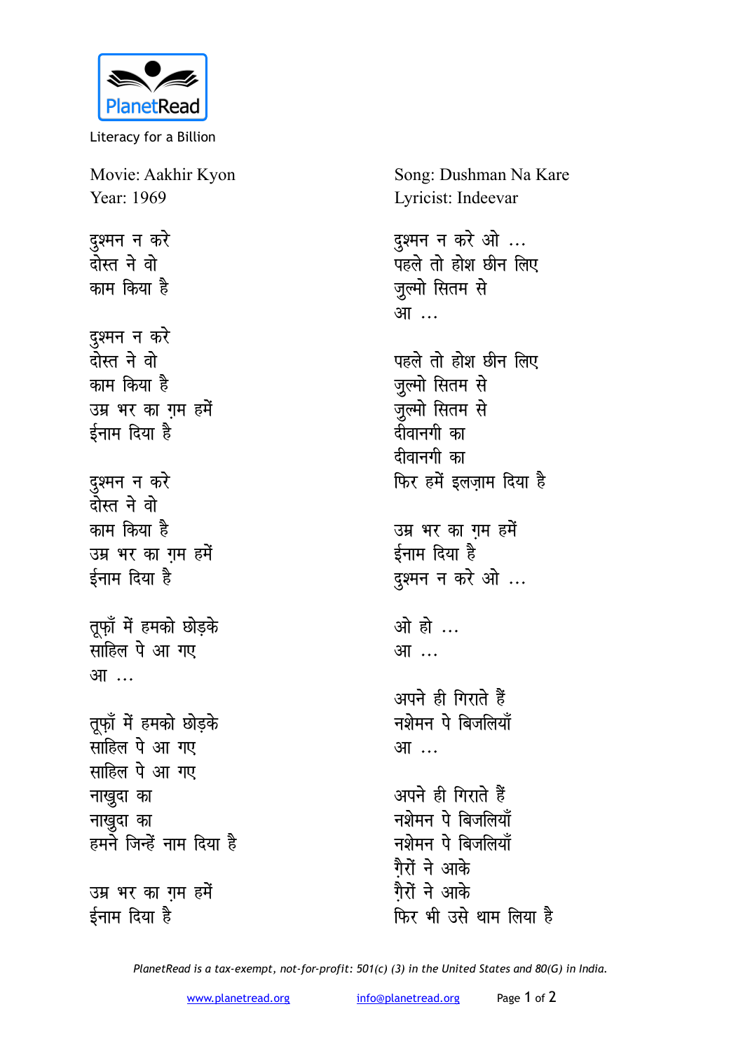PlanetRead

Literacy for a Billion

Movie: Aakhir Kyon
Year: 1969

Song: Dushman Na Kare
Lyricist: Indeevar

दुश्मन न करे
दोस्त ने वो
काम किया है

दुश्मन न करे
दोस्त ने वो
काम किया है
उम्र भर का ग़म हमें
ईनाम दिया है

दुश्मन न करे
दोस्त ने वो
काम किया है
उम्र भर का ग़म हमें
ईनाम दिया है

तूफ़ाँ में हमको छोड़के
साहिल पे आ गए
आ ...

तूफ़ाँ में हमको छोड़के
साहिल पे आ गए
साहिल पे आ गए
नाख़ुदा का
नाख़ुदा का
हमने जिन्हें नाम दिया है

उम्र भर का ग़म हमें
ईनाम दिया है

दुश्मन न करे ओ ...
पहले तो होश छीन लिए
ज़ुल्मो सितम से
आ ...

पहले तो होश छीन लिए
ज़ुल्मो सितम से
ज़ुल्मो सितम से
दीवानगी का
दीवानगी का
फिर हमें इलज़ाम दिया है

उम्र भर का ग़म हमें
ईनाम दिया है
दुश्मन न करे ओ ...

ओ हो ...
आ ...

अपने ही गिराते हैं
नशेमन पे बिजलियाँ
आ ...

अपने ही गिराते हैं
नशेमन पे बिजलियाँ
नशेमन पे बिजलियाँ
ग़ैरों ने आके
ग़ैरों ने आके
फिर भी उसे थाम लिया है

*PlanetRead is a tax-exempt, not-for-profit: 501(c) (3) in the United States and 80(G) in India.*

www.planetread.org info@planetread.org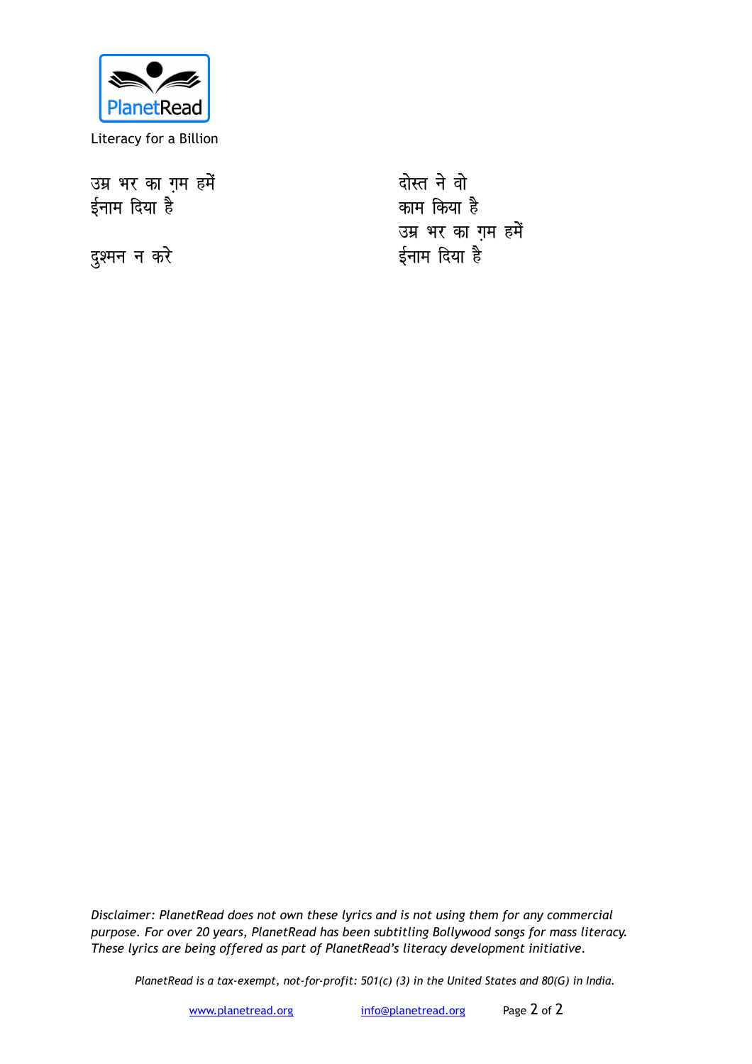उम्र भर का ग़म हमें
ईनाम दिया है

दुश्मन न करे

दोस्त ने वो
काम किया है
उम्र भर का ग़म हमें
ईनाम दिया है

*Disclaimer: PlanetRead does not own these lyrics and is not using them for any commercial purpose. For over 20 years, PlanetRead has been subtitling Bollywood songs for mass literacy. These lyrics are being offered as part of PlanetRead's literacy development initiative.*

*PlanetRead is a tax-exempt, not-for-profit: 501(c) (3) in the United States and 80(G) in India.*

www.planetread.org info@planetread.org